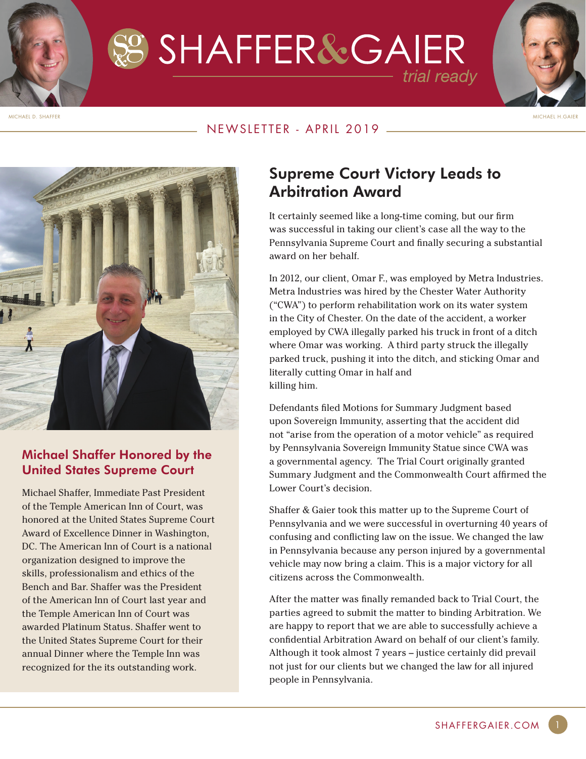# SHAFFER & GAIER

*trial ready*

MICHAEL D. SHAFFER

MICHAEL H.GAIER

NEWSLETTER - APRIL 2019

## Michael Shaffer Honored by the United States Supreme Court

Michael Shaffer, Immediate Past President of the Temple American Inn of Court, was honored at the United States Supreme Court Award of Excellence Dinner in Washington, DC. The American Inn of Court is a national organization designed to improve the skills, professionalism and ethics of the Bench and Bar. Shaffer was the President of the American Inn of Court last year and the Temple American Inn of Court was awarded Platinum Status. Shaffer went to the United States Supreme Court for their annual Dinner where the Temple Inn was recognized for the its outstanding work.

## Supreme Court Victory Leads to Arbitration Award

It certainly seemed like a long-time coming, but our firm was successful in taking our client's case all the way to the Pennsylvania Supreme Court and finally securing a substantial award on her behalf.

In 2012, our client, Omar F., was employed by Metra Industries. Metra Industries was hired by the Chester Water Authority ("CWA") to perform rehabilitation work on its water system in the City of Chester. On the date of the accident, a worker employed by CWA illegally parked his truck in front of a ditch where Omar was working. A third party struck the illegally parked truck, pushing it into the ditch, and sticking Omar and literally cutting Omar in half and killing him.

Defendants filed Motions for Summary Judgment based upon Sovereign Immunity, asserting that the accident did not "arise from the operation of a motor vehicle" as required by Pennsylvania Sovereign Immunity Statue since CWA was a governmental agency. The Trial Court originally granted Summary Judgment and the Commonwealth Court affirmed the Lower Court's decision.

Shaffer & Gaier took this matter up to the Supreme Court of Pennsylvania and we were successful in overturning 40 years of confusing and conflicting law on the issue. We changed the law in Pennsylvania because any person injured by a governmental vehicle may now bring a claim. This is a major victory for all citizens across the Commonwealth.

After the matter was finally remanded back to Trial Court, the parties agreed to submit the matter to binding Arbitration. We are happy to report that we are able to successfully achieve a confidential Arbitration Award on behalf of our client's family. Although it took almost 7 years – justice certainly did prevail not just for our clients but we changed the law for all injured people in Pennsylvania.

SHAFFERGAIER.COM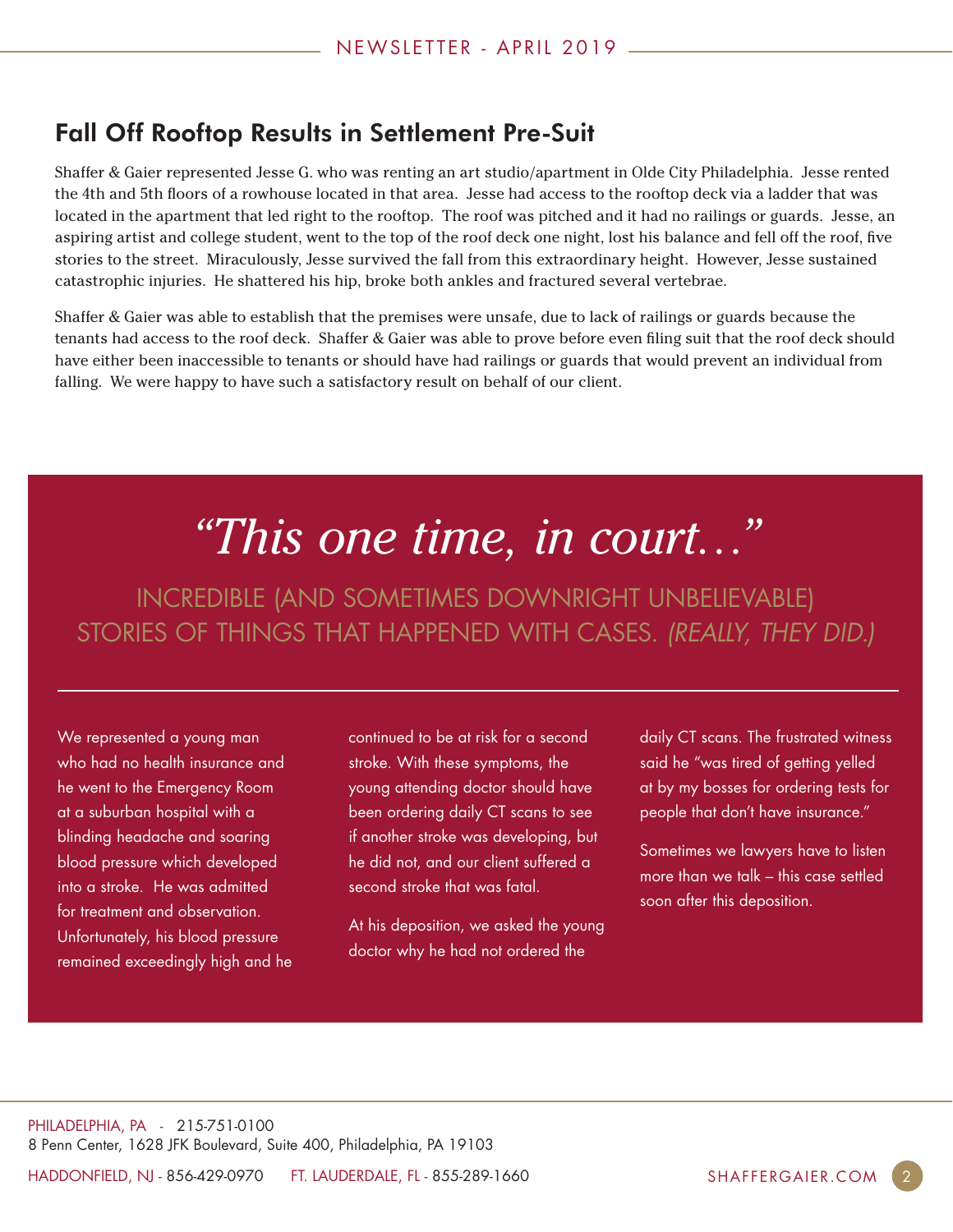## Fall Off Rooftop Results in Settlement Pre-Suit

Shaffer & Gaier represented Jesse G. who was renting an art studio/apartment in Olde City Philadelphia. Jesse rented the 4th and 5th floors of a rowhouse located in that area. Jesse had access to the rooftop deck via a ladder that was located in the apartment that led right to the rooftop. The roof was pitched and it had no railings or guards. Jesse, an aspiring artist and college student, went to the top of the roof deck one night, lost his balance and fell off the roof, five stories to the street. Miraculously, Jesse survived the fall from this extraordinary height. However, Jesse sustained catastrophic injuries. He shattered his hip, broke both ankles and fractured several vertebrae.

Shaffer & Gaier was able to establish that the premises were unsafe, due to lack of railings or guards because the tenants had access to the roof deck. Shaffer & Gaier was able to prove before even filing suit that the roof deck should have either been inaccessible to tenants or should have had railings or guards that would prevent an individual from falling. We were happy to have such a satisfactory result on behalf of our client.

# *"This one time, in court..."*

INCREDIBLE (AND SOMETIMES DOWNRIGHT UNBELIEVABLE) STORIES OF THINGS THAT HAPPENED WITH CASES. *(REALLY, THEY DID.)*

We represented a young man who had no health insurance and he went to the Emergency Room at a suburban hospital with a blinding headache and soaring blood pressure which developed into a stroke. He was admitted for treatment and observation. Unfortunately, his blood pressure remained exceedingly high and he continued to be at risk for a second stroke. With these symptoms, the young attending doctor should have been ordering daily CT scans to see if another stroke was developing, but he did not, and our client suffered a second stroke that was fatal.

At his deposition, we asked the young doctor why he had not ordered the daily CT scans. The frustrated witness said he "was tired of getting yelled at by my bosses for ordering tests for people that don't have insurance."

Sometimes we lawyers have to listen more than we talk – this case settled soon after this deposition.

PHILADELPHIA, PA - 215-751-0100
8 Penn Center, 1628 JFK Boulevard, Suite 400, Philadelphia, PA 19103

HADDONFIELD, NJ - 856-429-0970 FT. LAUDERDALE, FL - 855-289-1660

SHAFFERGAIER.COM